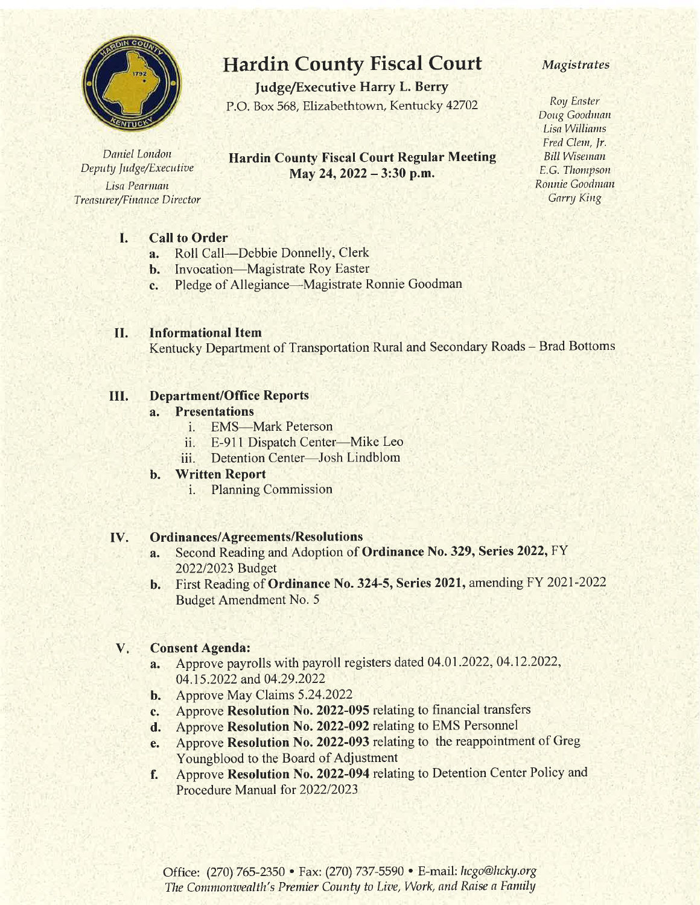# Hardin County Fiscal Court

**Judge/Executive Harry L. Berry**

P.O. Box 568, Elizabethtown, Kentucky 42702

*Magistrates*

*Roy Easter*
*Doug Goodman*
*Lisa Williams*
*Fred Clem, Jr.*
*Bill Wiseman*
*E.G. Thompson*
*Ronnie Goodman*
*Garry King*

*Daniel London*
*Deputy Judge/Executive*
*Lisa Pearman*
*Treasurer/Finance Director*

## Hardin County Fiscal Court Regular Meeting
## May 24, 2022 – 3:30 p.m.

**I. Call to Order**

- **a.** Roll Call—Debbie Donnelly, Clerk
- **b.** Invocation—Magistrate Roy Easter
- **c.** Pledge of Allegiance—Magistrate Ronnie Goodman

**II. Informational Item**

Kentucky Department of Transportation Rural and Secondary Roads – Brad Bottoms

**III. Department/Office Reports**

- **a. Presentations**
  - i. EMS—Mark Peterson
  - ii. E-911 Dispatch Center—Mike Leo
  - iii. Detention Center—Josh Lindblom
- **b. Written Report**
  - i. Planning Commission

**IV. Ordinances/Agreements/Resolutions**

- **a.** Second Reading and Adoption of **Ordinance No. 329, Series 2022,** FY 2022/2023 Budget
- **b.** First Reading of **Ordinance No. 324-5, Series 2021,** amending FY 2021-2022 Budget Amendment No. 5

**V. Consent Agenda:**

- **a.** Approve payrolls with payroll registers dated 04.01.2022, 04.12.2022, 04.15.2022 and 04.29.2022
- **b.** Approve May Claims 5.24.2022
- **c.** Approve **Resolution No. 2022-095** relating to financial transfers
- **d.** Approve **Resolution No. 2022-092** relating to EMS Personnel
- **e.** Approve **Resolution No. 2022-093** relating to the reappointment of Greg Youngblood to the Board of Adjustment
- **f.** Approve **Resolution No. 2022-094** relating to Detention Center Policy and Procedure Manual for 2022/2023

Office: (270) 765-2350 • Fax: (270) 737-5590 • E-mail: *hcgo@hcky.org*
*The Commonwealth's Premier County to Live, Work, and Raise a Family*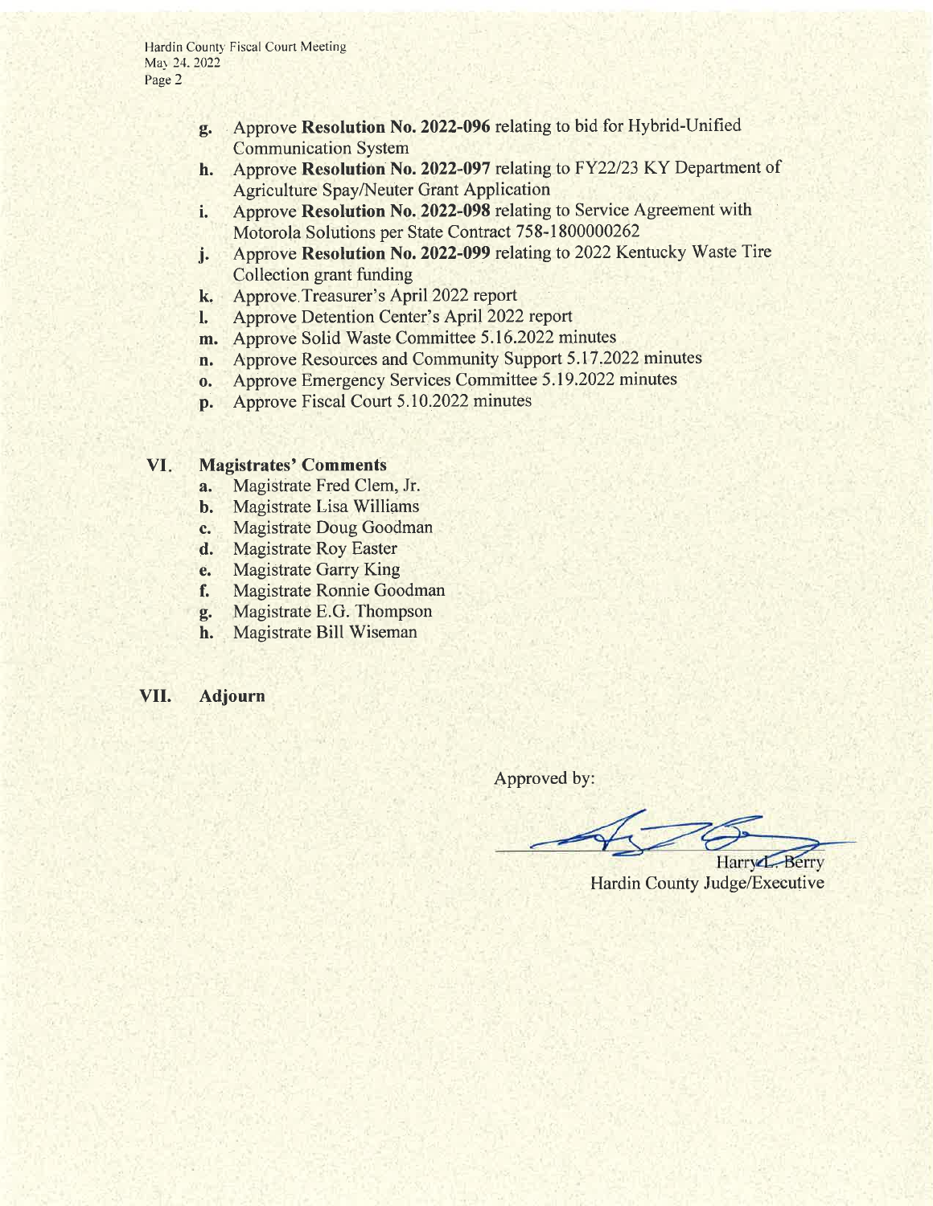- **g.** Approve **Resolution No. 2022-096** relating to bid for Hybrid-Unified Communication System
- **h.** Approve **Resolution No. 2022-097** relating to FY22/23 KY Department of Agriculture Spay/Neuter Grant Application
- **i.** Approve **Resolution No. 2022-098** relating to Service Agreement with Motorola Solutions per State Contract 758-1800000262
- **j.** Approve **Resolution No. 2022-099** relating to 2022 Kentucky Waste Tire Collection grant funding
- **k.** Approve Treasurer's April 2022 report
- **l.** Approve Detention Center's April 2022 report
- **m.** Approve Solid Waste Committee 5.16.2022 minutes
- **n.** Approve Resources and Community Support 5.17.2022 minutes
- **o.** Approve Emergency Services Committee 5.19.2022 minutes
- **p.** Approve Fiscal Court 5.10.2022 minutes

## VI. Magistrates' Comments

- **a.** Magistrate Fred Clem, Jr.
- **b.** Magistrate Lisa Williams
- **c.** Magistrate Doug Goodman
- **d.** Magistrate Roy Easter
- **e.** Magistrate Garry King
- **f.** Magistrate Ronnie Goodman
- **g.** Magistrate E.G. Thompson
- **h.** Magistrate Bill Wiseman

## VII. Adjourn

Approved by:

Harry L. Berry
Hardin County Judge/Executive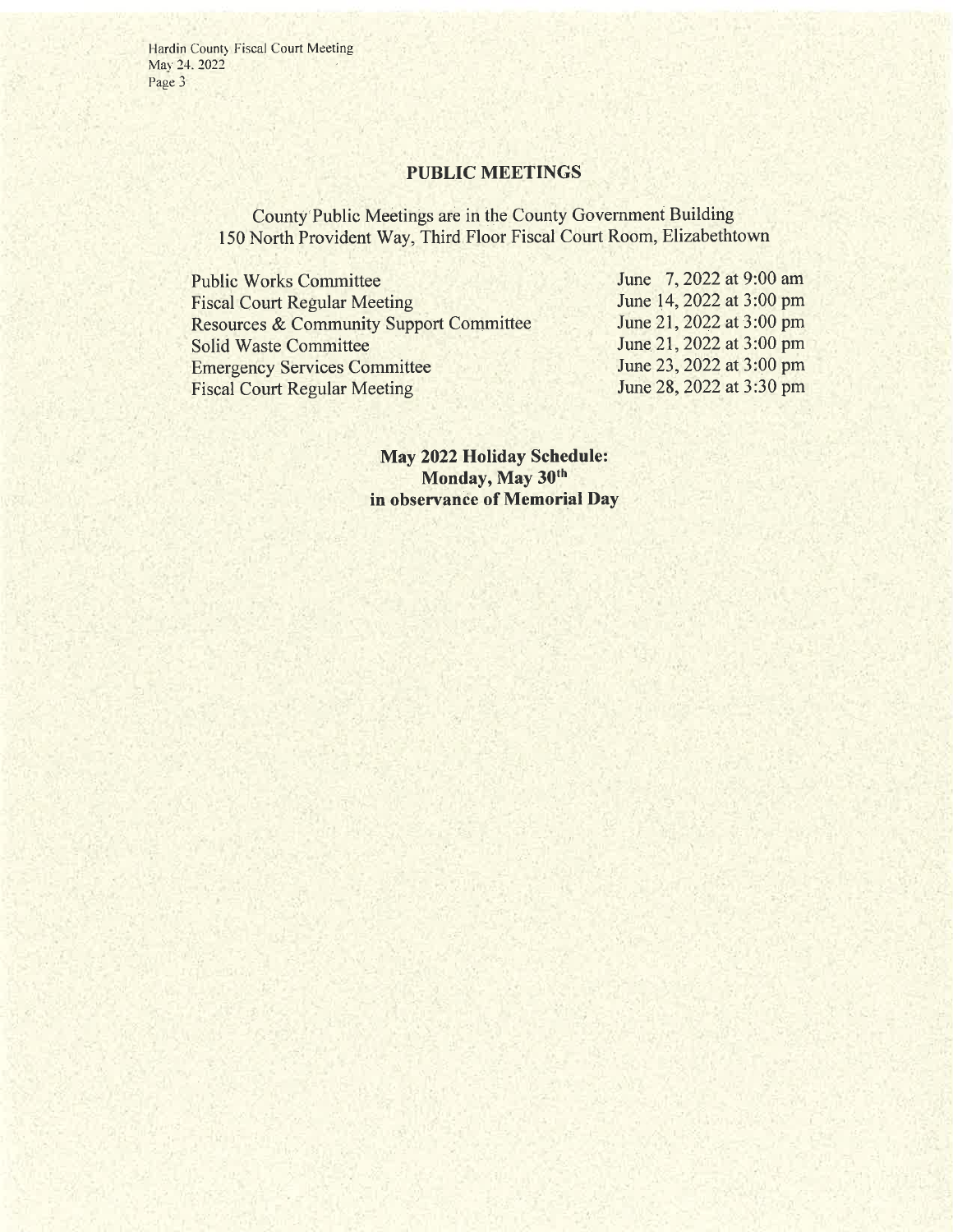## PUBLIC MEETINGS

County Public Meetings are in the County Government Building
150 North Provident Way, Third Floor Fiscal Court Room, Elizabethtown

| | |
|---|---|
| Public Works Committee | June 7, 2022 at 9:00 am |
| Fiscal Court Regular Meeting | June 14, 2022 at 3:00 pm |
| Resources & Community Support Committee | June 21, 2022 at 3:00 pm |
| Solid Waste Committee | June 21, 2022 at 3:00 pm |
| Emergency Services Committee | June 23, 2022 at 3:00 pm |
| Fiscal Court Regular Meeting | June 28, 2022 at 3:30 pm |

**May 2022 Holiday Schedule:**
**Monday, May 30th**
**in observance of Memorial Day**